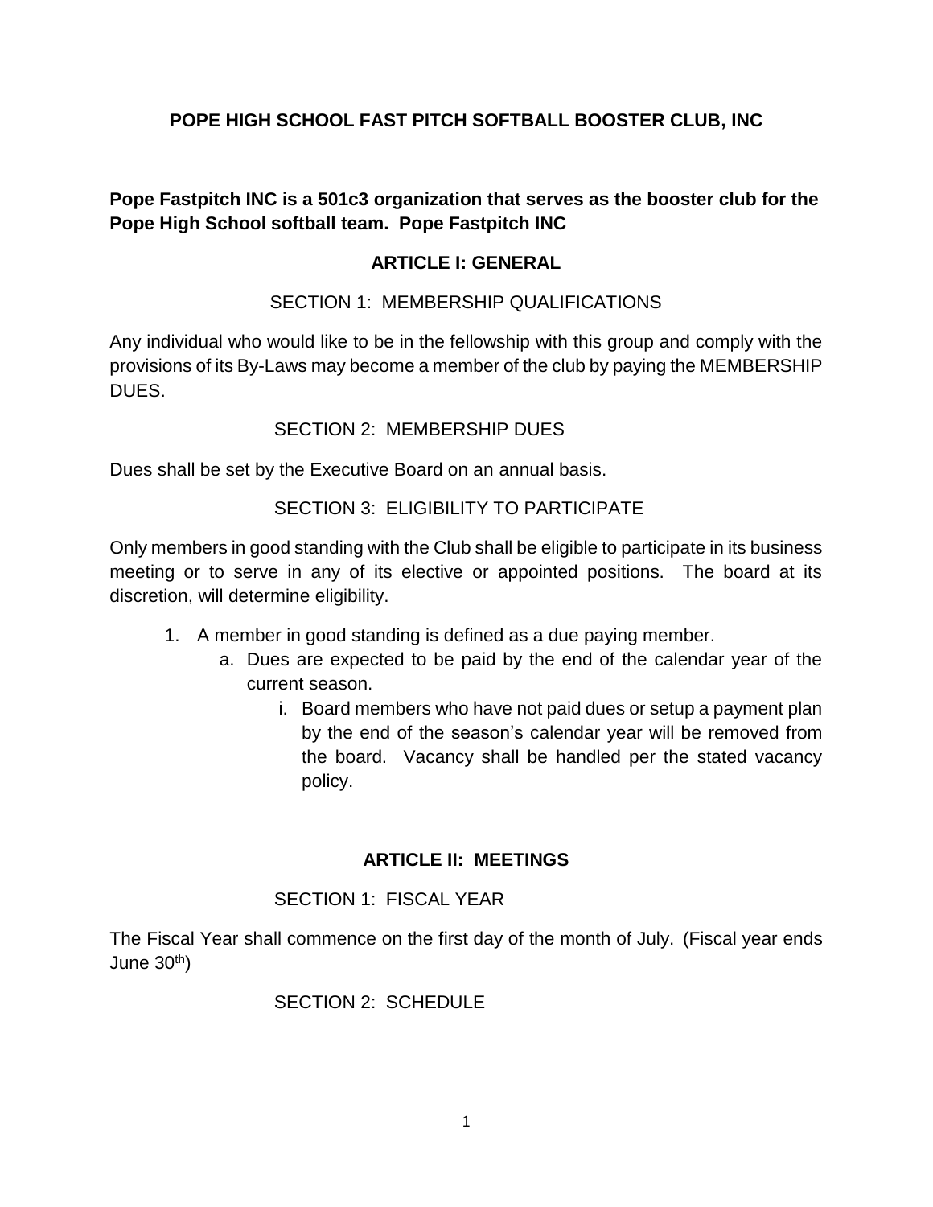# POPE HIGH SCHOOL FAST PITCH SOFTBALL BOOSTER CLUB, INC

**Pope Fastpitch INC is a 501c3 organization that serves as the booster club for the Pope High School softball team. Pope Fastpitch INC**

## ARTICLE I: GENERAL

### SECTION 1: MEMBERSHIP QUALIFICATIONS

Any individual who would like to be in the fellowship with this group and comply with the provisions of its By-Laws may become a member of the club by paying the MEMBERSHIP DUES.

### SECTION 2: MEMBERSHIP DUES

Dues shall be set by the Executive Board on an annual basis.

### SECTION 3: ELIGIBILITY TO PARTICIPATE

Only members in good standing with the Club shall be eligible to participate in its business meeting or to serve in any of its elective or appointed positions. The board at its discretion, will determine eligibility.

1. A member in good standing is defined as a due paying member.
   a. Dues are expected to be paid by the end of the calendar year of the current season.
      i. Board members who have not paid dues or setup a payment plan by the end of the season's calendar year will be removed from the board. Vacancy shall be handled per the stated vacancy policy.

## ARTICLE II: MEETINGS

### SECTION 1: FISCAL YEAR

The Fiscal Year shall commence on the first day of the month of July. (Fiscal year ends June 30th)

### SECTION 2: SCHEDULE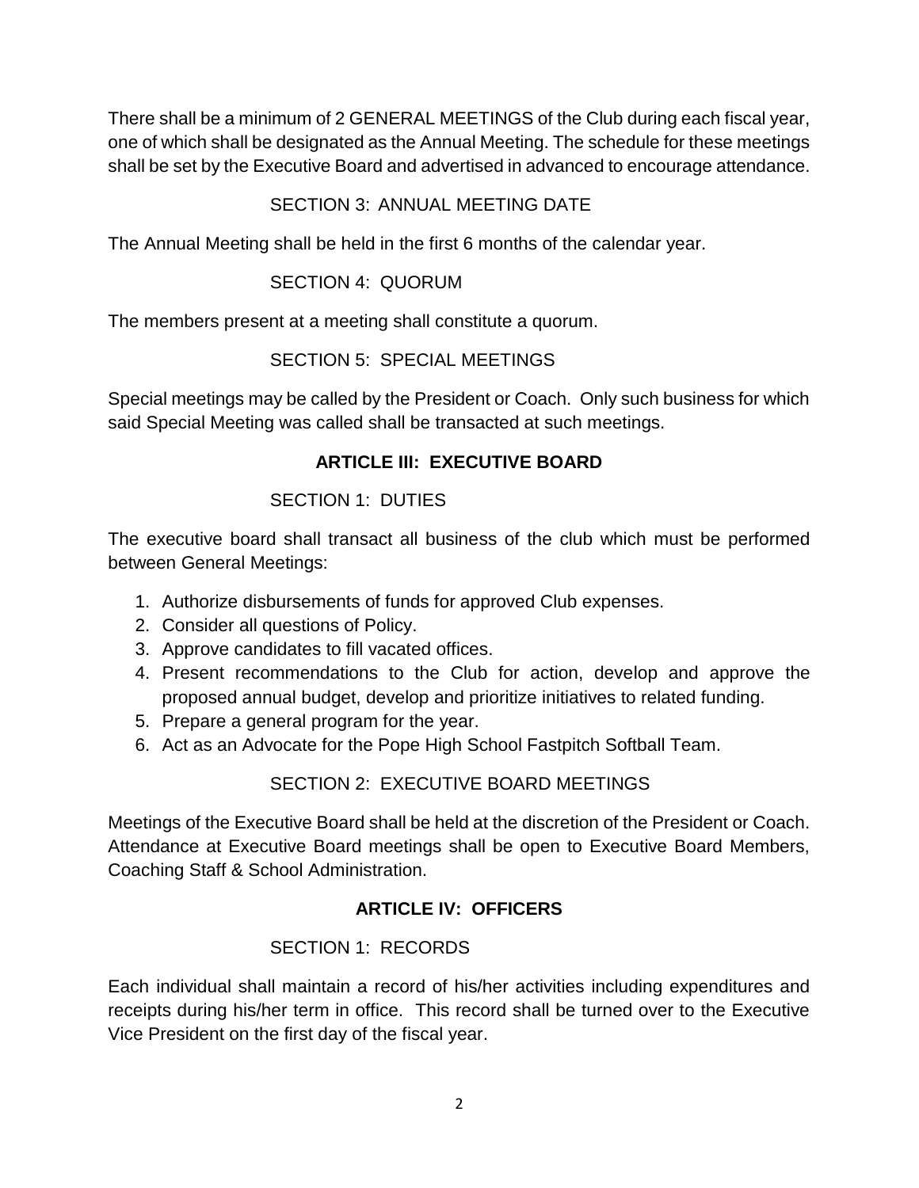There shall be a minimum of 2 GENERAL MEETINGS of the Club during each fiscal year, one of which shall be designated as the Annual Meeting. The schedule for these meetings shall be set by the Executive Board and advertised in advanced to encourage attendance.

SECTION 3: ANNUAL MEETING DATE

The Annual Meeting shall be held in the first 6 months of the calendar year.

SECTION 4: QUORUM

The members present at a meeting shall constitute a quorum.

SECTION 5: SPECIAL MEETINGS

Special meetings may be called by the President or Coach. Only such business for which said Special Meeting was called shall be transacted at such meetings.

## ARTICLE III: EXECUTIVE BOARD

SECTION 1: DUTIES

The executive board shall transact all business of the club which must be performed between General Meetings:

1. Authorize disbursements of funds for approved Club expenses.
2. Consider all questions of Policy.
3. Approve candidates to fill vacated offices.
4. Present recommendations to the Club for action, develop and approve the proposed annual budget, develop and prioritize initiatives to related funding.
5. Prepare a general program for the year.
6. Act as an Advocate for the Pope High School Fastpitch Softball Team.

SECTION 2: EXECUTIVE BOARD MEETINGS

Meetings of the Executive Board shall be held at the discretion of the President or Coach. Attendance at Executive Board meetings shall be open to Executive Board Members, Coaching Staff & School Administration.

## ARTICLE IV: OFFICERS

SECTION 1: RECORDS

Each individual shall maintain a record of his/her activities including expenditures and receipts during his/her term in office. This record shall be turned over to the Executive Vice President on the first day of the fiscal year.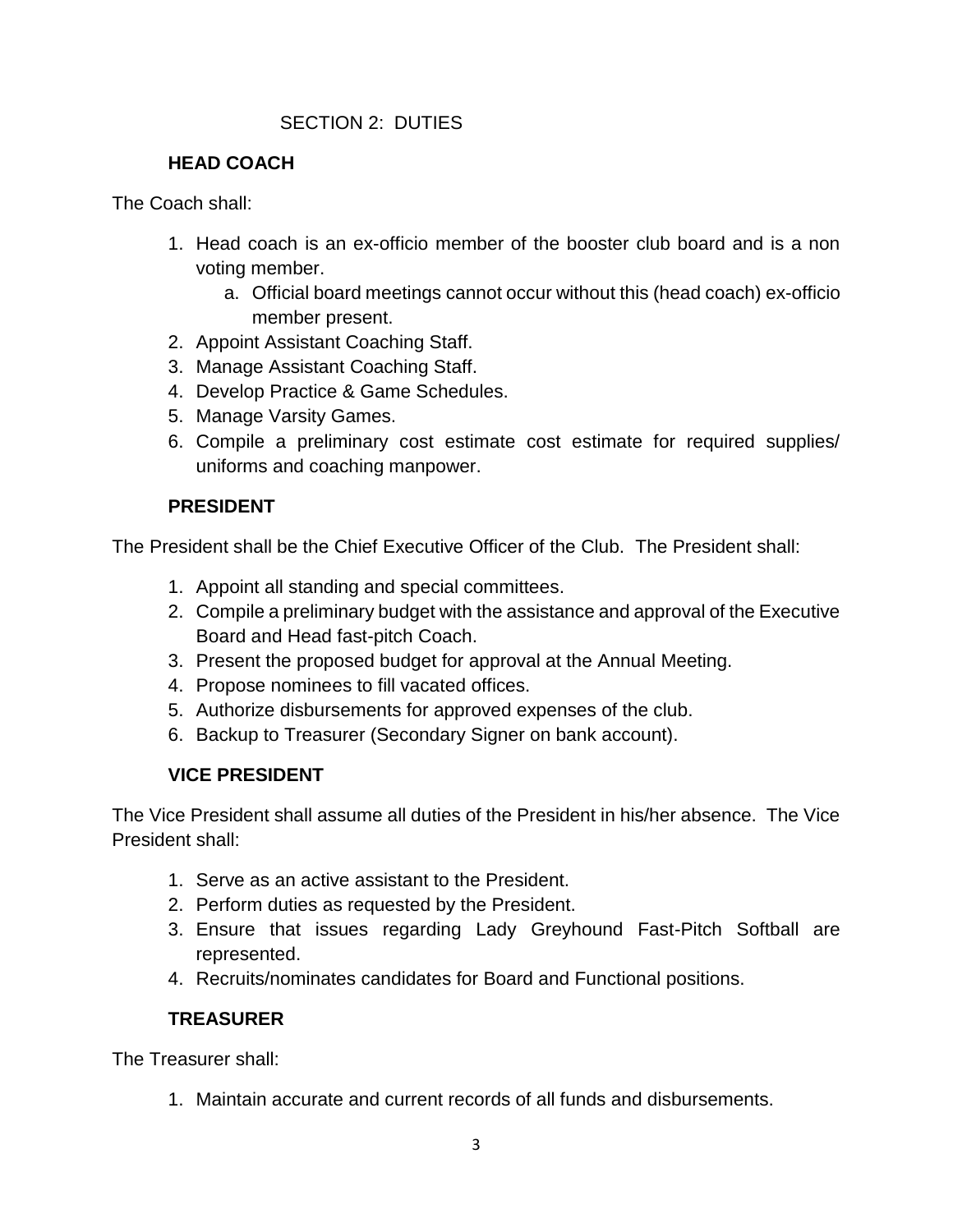## SECTION 2: DUTIES

### HEAD COACH

The Coach shall:

1. Head coach is an ex-officio member of the booster club board and is a non voting member.
   a. Official board meetings cannot occur without this (head coach) ex-officio member present.
2. Appoint Assistant Coaching Staff.
3. Manage Assistant Coaching Staff.
4. Develop Practice & Game Schedules.
5. Manage Varsity Games.
6. Compile a preliminary cost estimate cost estimate for required supplies/ uniforms and coaching manpower.

### PRESIDENT

The President shall be the Chief Executive Officer of the Club. The President shall:

1. Appoint all standing and special committees.
2. Compile a preliminary budget with the assistance and approval of the Executive Board and Head fast-pitch Coach.
3. Present the proposed budget for approval at the Annual Meeting.
4. Propose nominees to fill vacated offices.
5. Authorize disbursements for approved expenses of the club.
6. Backup to Treasurer (Secondary Signer on bank account).

### VICE PRESIDENT

The Vice President shall assume all duties of the President in his/her absence. The Vice President shall:

1. Serve as an active assistant to the President.
2. Perform duties as requested by the President.
3. Ensure that issues regarding Lady Greyhound Fast-Pitch Softball are represented.
4. Recruits/nominates candidates for Board and Functional positions.

### TREASURER

The Treasurer shall:

1. Maintain accurate and current records of all funds and disbursements.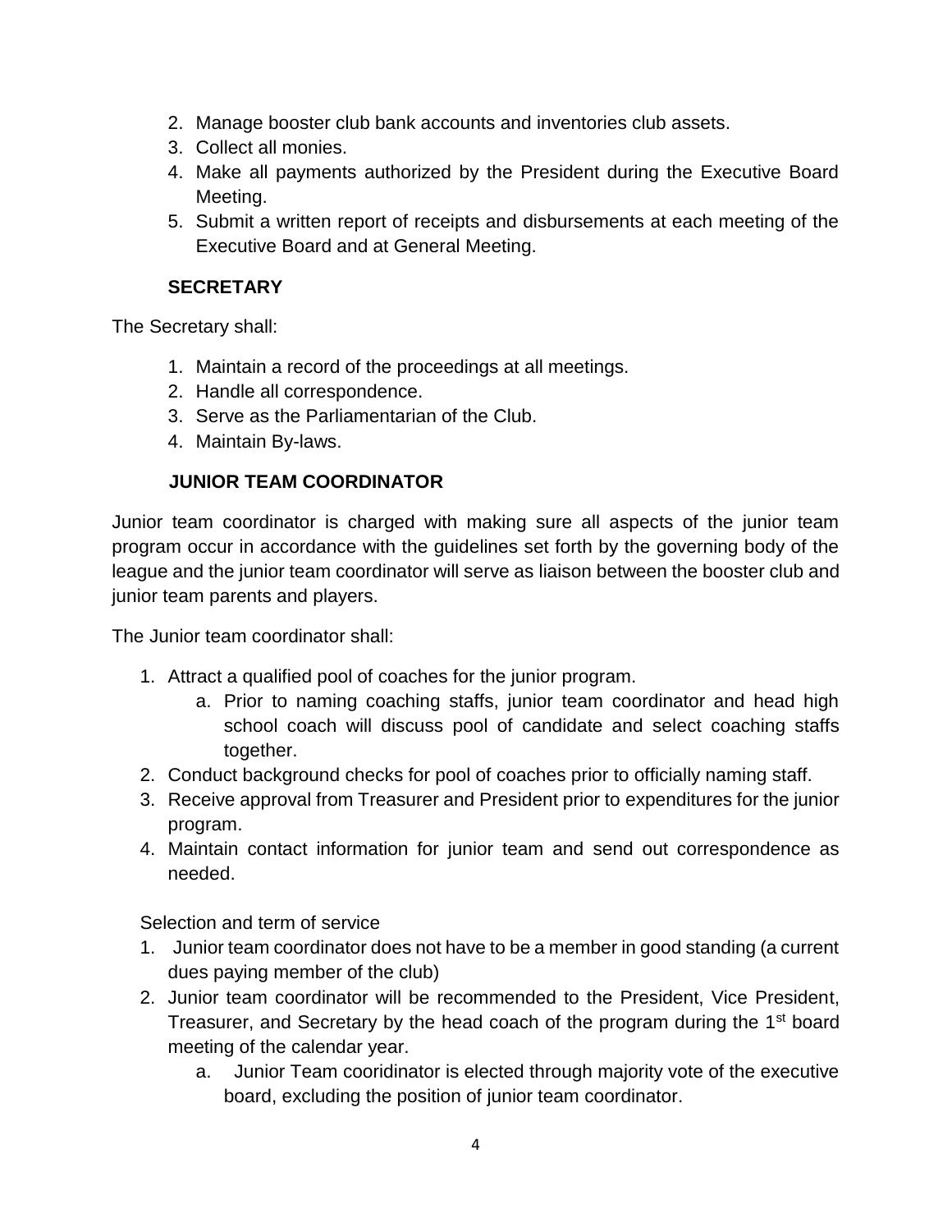2. Manage booster club bank accounts and inventories club assets.
3. Collect all monies.
4. Make all payments authorized by the President during the Executive Board Meeting.
5. Submit a written report of receipts and disbursements at each meeting of the Executive Board and at General Meeting.

**SECRETARY**

The Secretary shall:

1. Maintain a record of the proceedings at all meetings.
2. Handle all correspondence.
3. Serve as the Parliamentarian of the Club.
4. Maintain By-laws.

**JUNIOR TEAM COORDINATOR**

Junior team coordinator is charged with making sure all aspects of the junior team program occur in accordance with the guidelines set forth by the governing body of the league and the junior team coordinator will serve as liaison between the booster club and junior team parents and players.

The Junior team coordinator shall:

1. Attract a qualified pool of coaches for the junior program.
   a. Prior to naming coaching staffs, junior team coordinator and head high school coach will discuss pool of candidate and select coaching staffs together.
2. Conduct background checks for pool of coaches prior to officially naming staff.
3. Receive approval from Treasurer and President prior to expenditures for the junior program.
4. Maintain contact information for junior team and send out correspondence as needed.

Selection and term of service

1. Junior team coordinator does not have to be a member in good standing (a current dues paying member of the club)
2. Junior team coordinator will be recommended to the President, Vice President, Treasurer, and Secretary by the head coach of the program during the 1st board meeting of the calendar year.
   a. Junior Team cooridinator is elected through majority vote of the executive board, excluding the position of junior team coordinator.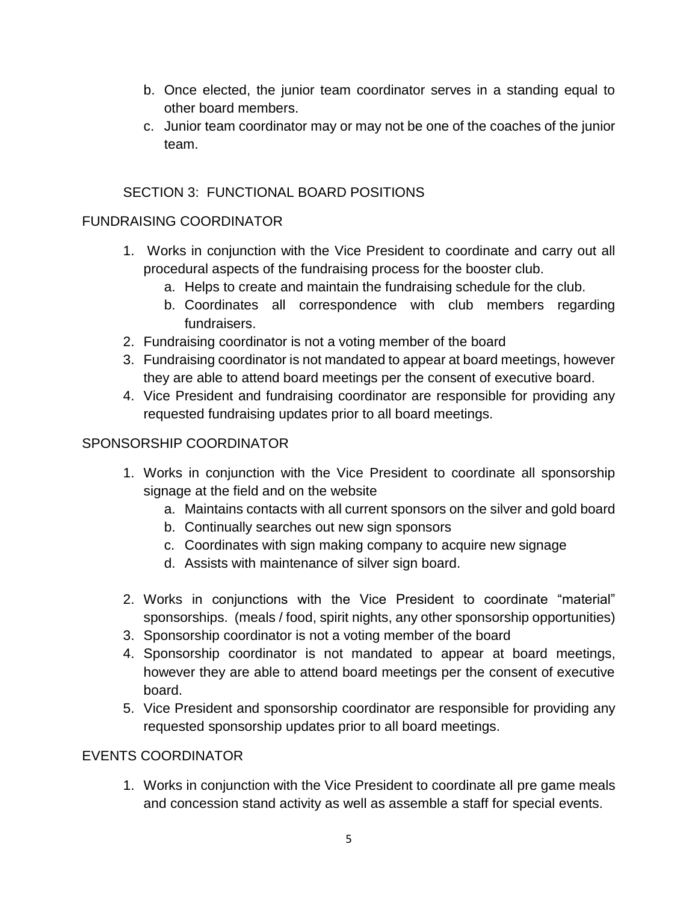b. Once elected, the junior team coordinator serves in a standing equal to other board members.
c. Junior team coordinator may or may not be one of the coaches of the junior team.

SECTION 3: FUNCTIONAL BOARD POSITIONS

FUNDRAISING COORDINATOR

1. Works in conjunction with the Vice President to coordinate and carry out all procedural aspects of the fundraising process for the booster club.
   a. Helps to create and maintain the fundraising schedule for the club.
   b. Coordinates all correspondence with club members regarding fundraisers.
2. Fundraising coordinator is not a voting member of the board
3. Fundraising coordinator is not mandated to appear at board meetings, however they are able to attend board meetings per the consent of executive board.
4. Vice President and fundraising coordinator are responsible for providing any requested fundraising updates prior to all board meetings.

SPONSORSHIP COORDINATOR

1. Works in conjunction with the Vice President to coordinate all sponsorship signage at the field and on the website
   a. Maintains contacts with all current sponsors on the silver and gold board
   b. Continually searches out new sign sponsors
   c. Coordinates with sign making company to acquire new signage
   d. Assists with maintenance of silver sign board.

2. Works in conjunctions with the Vice President to coordinate "material" sponsorships. (meals / food, spirit nights, any other sponsorship opportunities)
3. Sponsorship coordinator is not a voting member of the board
4. Sponsorship coordinator is not mandated to appear at board meetings, however they are able to attend board meetings per the consent of executive board.
5. Vice President and sponsorship coordinator are responsible for providing any requested sponsorship updates prior to all board meetings.

EVENTS COORDINATOR

1. Works in conjunction with the Vice President to coordinate all pre game meals and concession stand activity as well as assemble a staff for special events.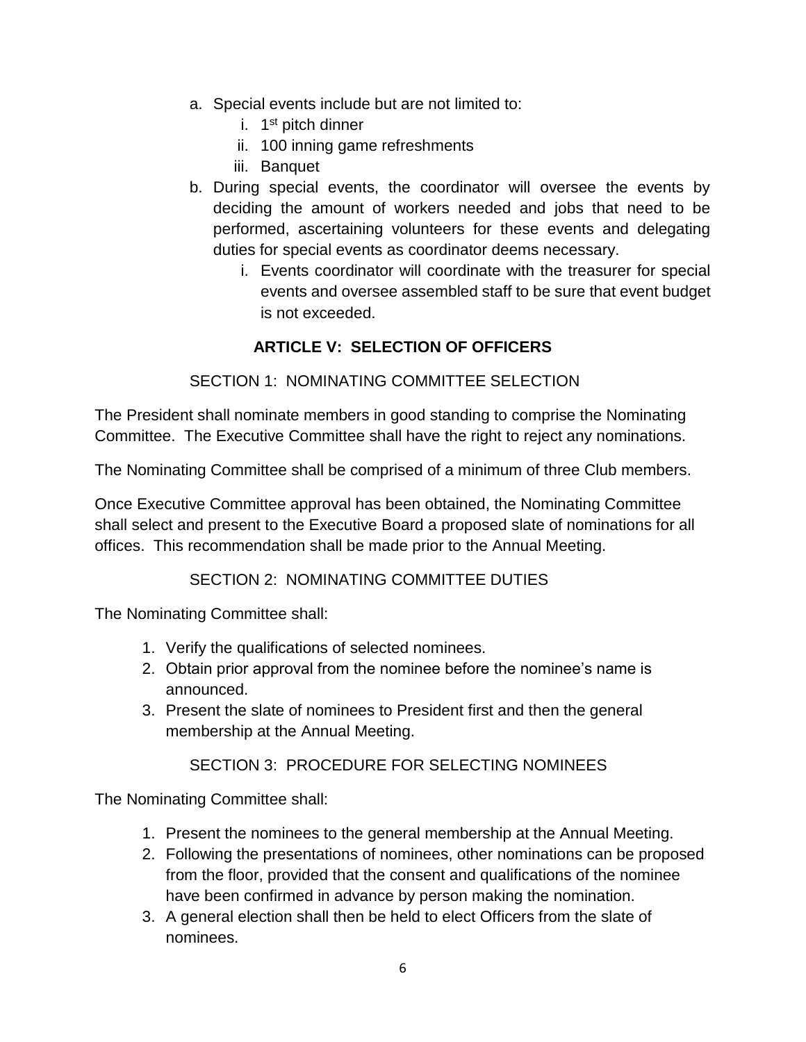a. Special events include but are not limited to:
    i. 1st pitch dinner
    ii. 100 inning game refreshments
    iii. Banquet
b. During special events, the coordinator will oversee the events by deciding the amount of workers needed and jobs that need to be performed, ascertaining volunteers for these events and delegating duties for special events as coordinator deems necessary.
    i. Events coordinator will coordinate with the treasurer for special events and oversee assembled staff to be sure that event budget is not exceeded.

## ARTICLE V: SELECTION OF OFFICERS

### SECTION 1: NOMINATING COMMITTEE SELECTION

The President shall nominate members in good standing to comprise the Nominating Committee. The Executive Committee shall have the right to reject any nominations.

The Nominating Committee shall be comprised of a minimum of three Club members.

Once Executive Committee approval has been obtained, the Nominating Committee shall select and present to the Executive Board a proposed slate of nominations for all offices. This recommendation shall be made prior to the Annual Meeting.

### SECTION 2: NOMINATING COMMITTEE DUTIES

The Nominating Committee shall:

1. Verify the qualifications of selected nominees.
2. Obtain prior approval from the nominee before the nominee's name is announced.
3. Present the slate of nominees to President first and then the general membership at the Annual Meeting.

### SECTION 3: PROCEDURE FOR SELECTING NOMINEES

The Nominating Committee shall:

1. Present the nominees to the general membership at the Annual Meeting.
2. Following the presentations of nominees, other nominations can be proposed from the floor, provided that the consent and qualifications of the nominee have been confirmed in advance by person making the nomination.
3. A general election shall then be held to elect Officers from the slate of nominees.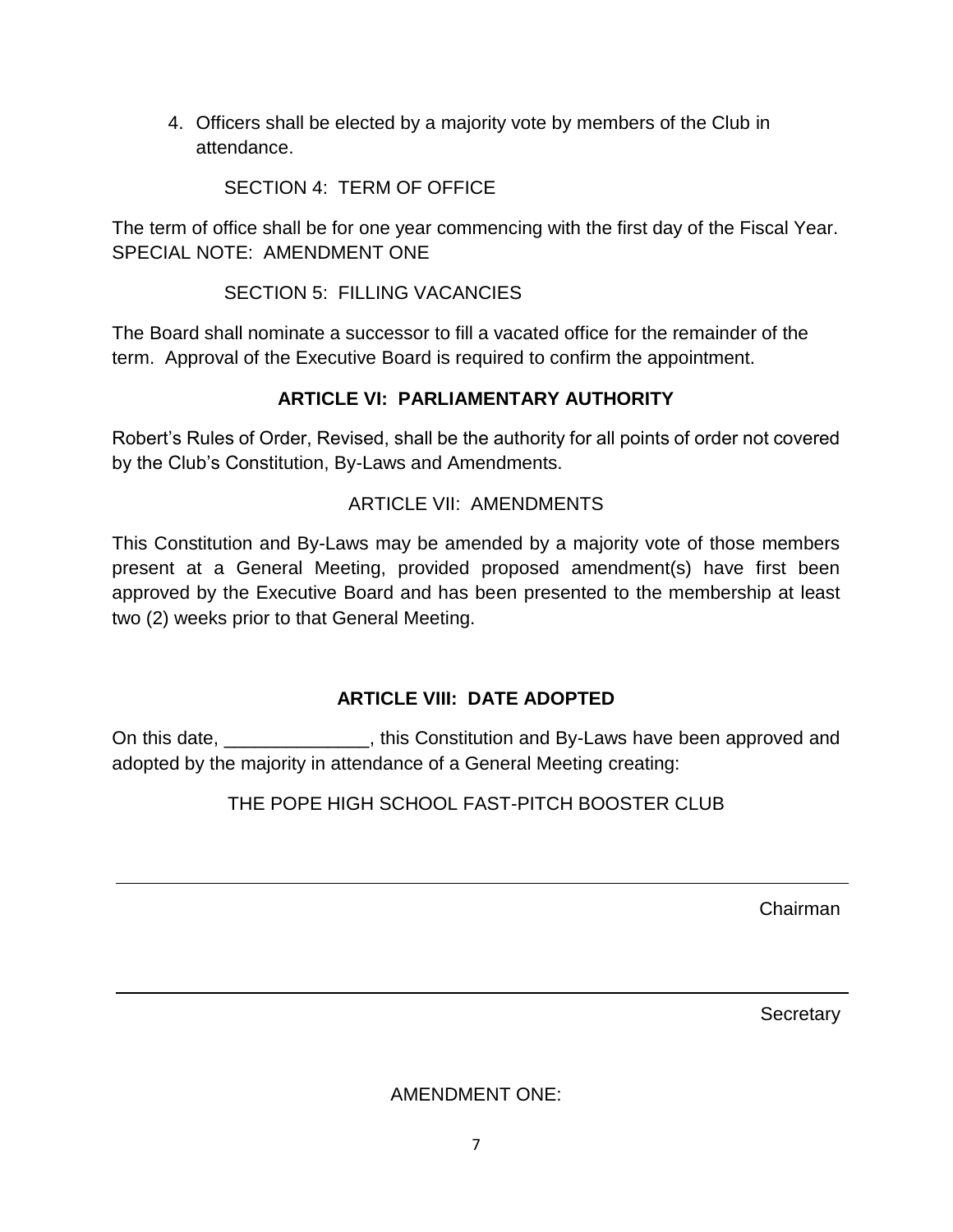4. Officers shall be elected by a majority vote by members of the Club in attendance.

SECTION 4: TERM OF OFFICE

The term of office shall be for one year commencing with the first day of the Fiscal Year. SPECIAL NOTE: AMENDMENT ONE

SECTION 5: FILLING VACANCIES

The Board shall nominate a successor to fill a vacated office for the remainder of the term. Approval of the Executive Board is required to confirm the appointment.

## ARTICLE VI: PARLIAMENTARY AUTHORITY

Robert's Rules of Order, Revised, shall be the authority for all points of order not covered by the Club's Constitution, By-Laws and Amendments.

ARTICLE VII: AMENDMENTS

This Constitution and By-Laws may be amended by a majority vote of those members present at a General Meeting, provided proposed amendment(s) have first been approved by the Executive Board and has been presented to the membership at least two (2) weeks prior to that General Meeting.

## ARTICLE VIII: DATE ADOPTED

On this date, ______________, this Constitution and By-Laws have been approved and adopted by the majority in attendance of a General Meeting creating:

THE POPE HIGH SCHOOL FAST-PITCH BOOSTER CLUB

______________________________

Chairman

______________________________

Secretary

AMENDMENT ONE: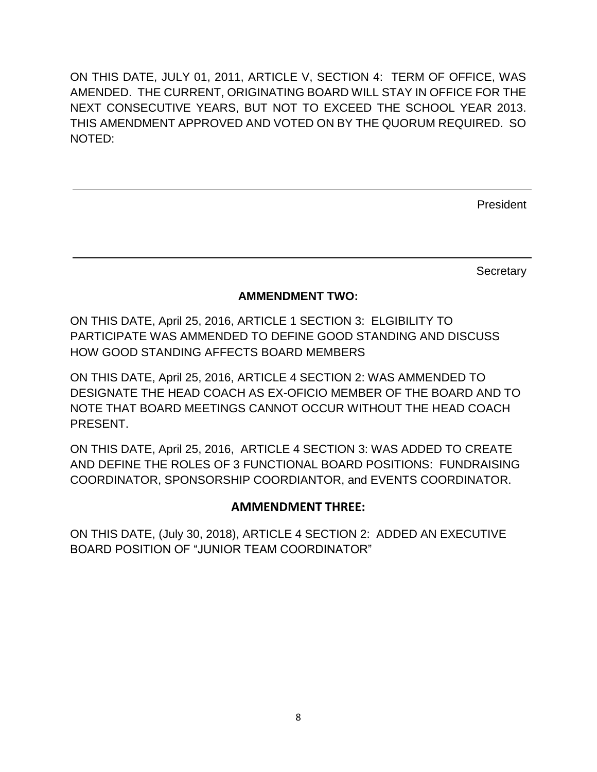ON THIS DATE, JULY 01, 2011, ARTICLE V, SECTION 4: TERM OF OFFICE, WAS AMENDED. THE CURRENT, ORIGINATING BOARD WILL STAY IN OFFICE FOR THE NEXT CONSECUTIVE YEARS, BUT NOT TO EXCEED THE SCHOOL YEAR 2013. THIS AMENDMENT APPROVED AND VOTED ON BY THE QUORUM REQUIRED. SO NOTED:

\_\_\_\_\_\_\_\_\_\_\_\_\_\_\_\_\_\_\_\_\_\_\_\_\_\_\_\_\_\_\_\_\_\_\_\_\_\_\_\_

President

\_\_\_\_\_\_\_\_\_\_\_\_\_\_\_\_\_\_\_\_\_\_\_\_\_\_\_\_\_\_\_\_\_\_\_\_\_\_\_\_

Secretary

**AMMENDMENT TWO:**

ON THIS DATE, April 25, 2016, ARTICLE 1 SECTION 3: ELGIBILITY TO PARTICIPATE WAS AMMENDED TO DEFINE GOOD STANDING AND DISCUSS HOW GOOD STANDING AFFECTS BOARD MEMBERS

ON THIS DATE, April 25, 2016, ARTICLE 4 SECTION 2: WAS AMMENDED TO DESIGNATE THE HEAD COACH AS EX-OFICIO MEMBER OF THE BOARD AND TO NOTE THAT BOARD MEETINGS CANNOT OCCUR WITHOUT THE HEAD COACH PRESENT.

ON THIS DATE, April 25, 2016, ARTICLE 4 SECTION 3: WAS ADDED TO CREATE AND DEFINE THE ROLES OF 3 FUNCTIONAL BOARD POSITIONS: FUNDRAISING COORDINATOR, SPONSORSHIP COORDIANTOR, and EVENTS COORDINATOR.

**AMMENDMENT THREE:**

ON THIS DATE, (July 30, 2018), ARTICLE 4 SECTION 2: ADDED AN EXECUTIVE BOARD POSITION OF "JUNIOR TEAM COORDINATOR"